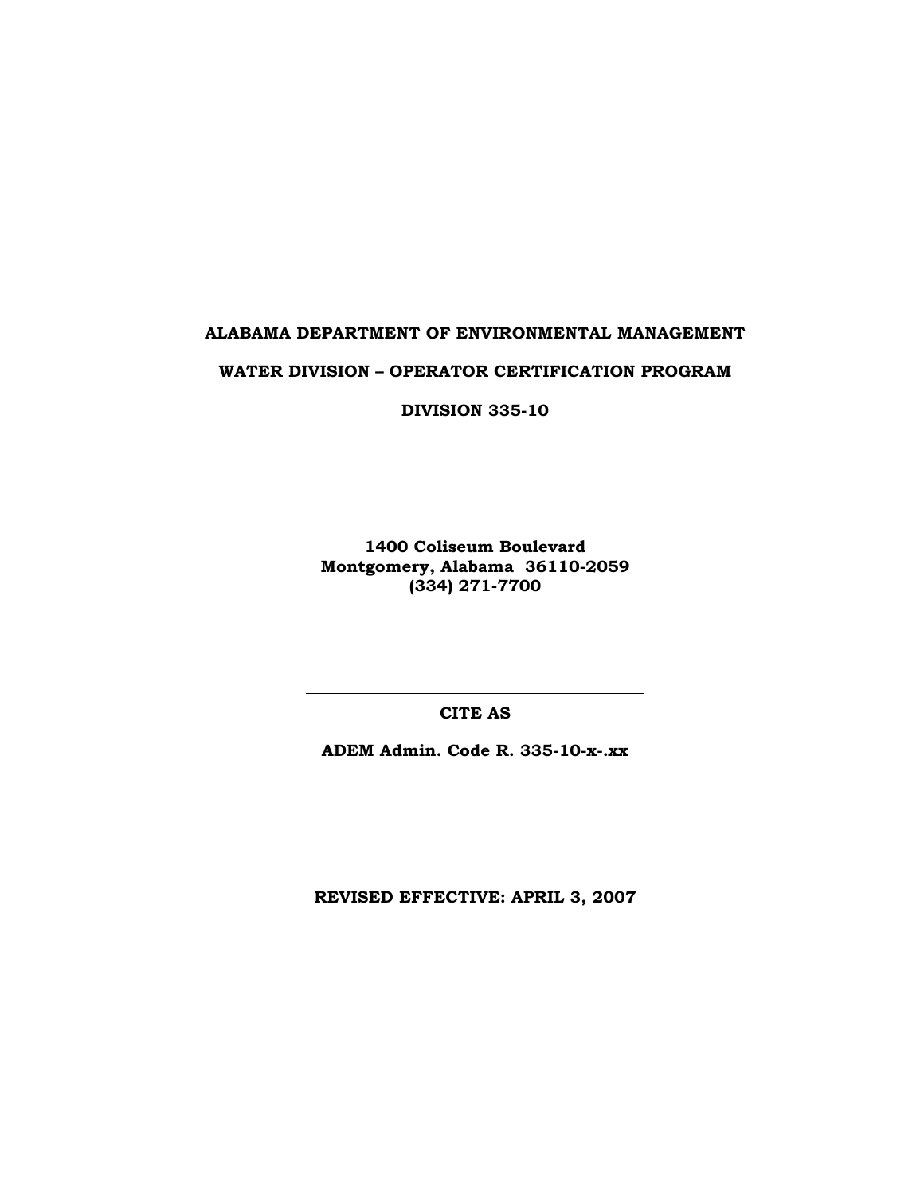# ALABAMA DEPARTMENT OF ENVIRONMENTAL MANAGEMENT

## WATER DIVISION – OPERATOR CERTIFICATION PROGRAM

## DIVISION 335-10

**1400 Coliseum Boulevard**
**Montgomery, Alabama 36110-2059**
**(334) 271-7700**

---

**CITE AS**

**ADEM Admin. Code R. 335-10-x-.xx**

---

**REVISED EFFECTIVE: APRIL 3, 2007**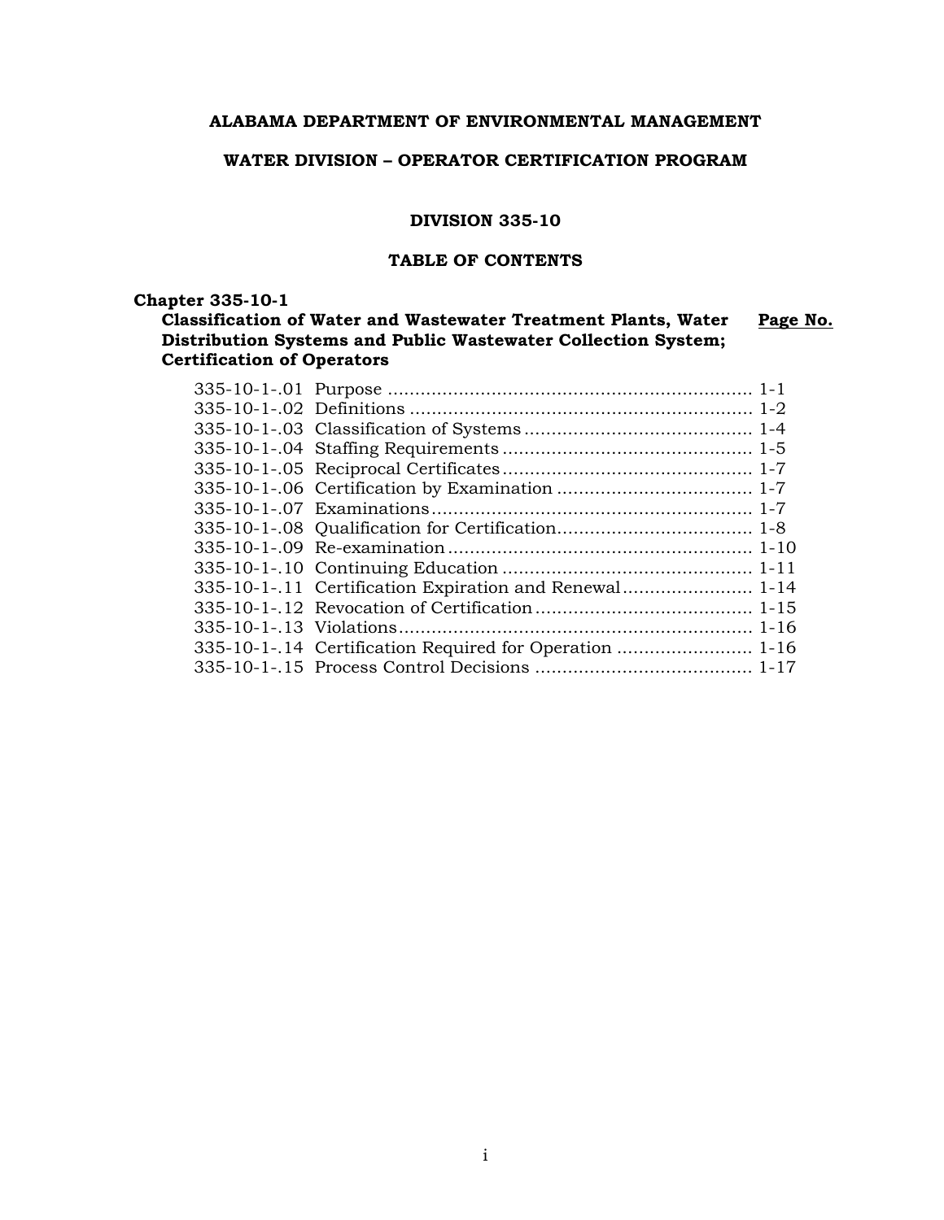**ALABAMA DEPARTMENT OF ENVIRONMENTAL MANAGEMENT**

**WATER DIVISION – OPERATOR CERTIFICATION PROGRAM**

**DIVISION 335-10**

**TABLE OF CONTENTS**

**Chapter 335-10-1**
**Classification of Water and Wastewater Treatment Plants, Water Distribution Systems and Public Wastewater Collection System; Certification of Operators**

| Section | Title | Page No. |
| --- | --- | --- |
| 335-10-1-.01 | Purpose | 1-1 |
| 335-10-1-.02 | Definitions | 1-2 |
| 335-10-1-.03 | Classification of Systems | 1-4 |
| 335-10-1-.04 | Staffing Requirements | 1-5 |
| 335-10-1-.05 | Reciprocal Certificates | 1-7 |
| 335-10-1-.06 | Certification by Examination | 1-7 |
| 335-10-1-.07 | Examinations | 1-7 |
| 335-10-1-.08 | Qualification for Certification | 1-8 |
| 335-10-1-.09 | Re-examination | 1-10 |
| 335-10-1-.10 | Continuing Education | 1-11 |
| 335-10-1-.11 | Certification Expiration and Renewal | 1-14 |
| 335-10-1-.12 | Revocation of Certification | 1-15 |
| 335-10-1-.13 | Violations | 1-16 |
| 335-10-1-.14 | Certification Required for Operation | 1-16 |
| 335-10-1-.15 | Process Control Decisions | 1-17 |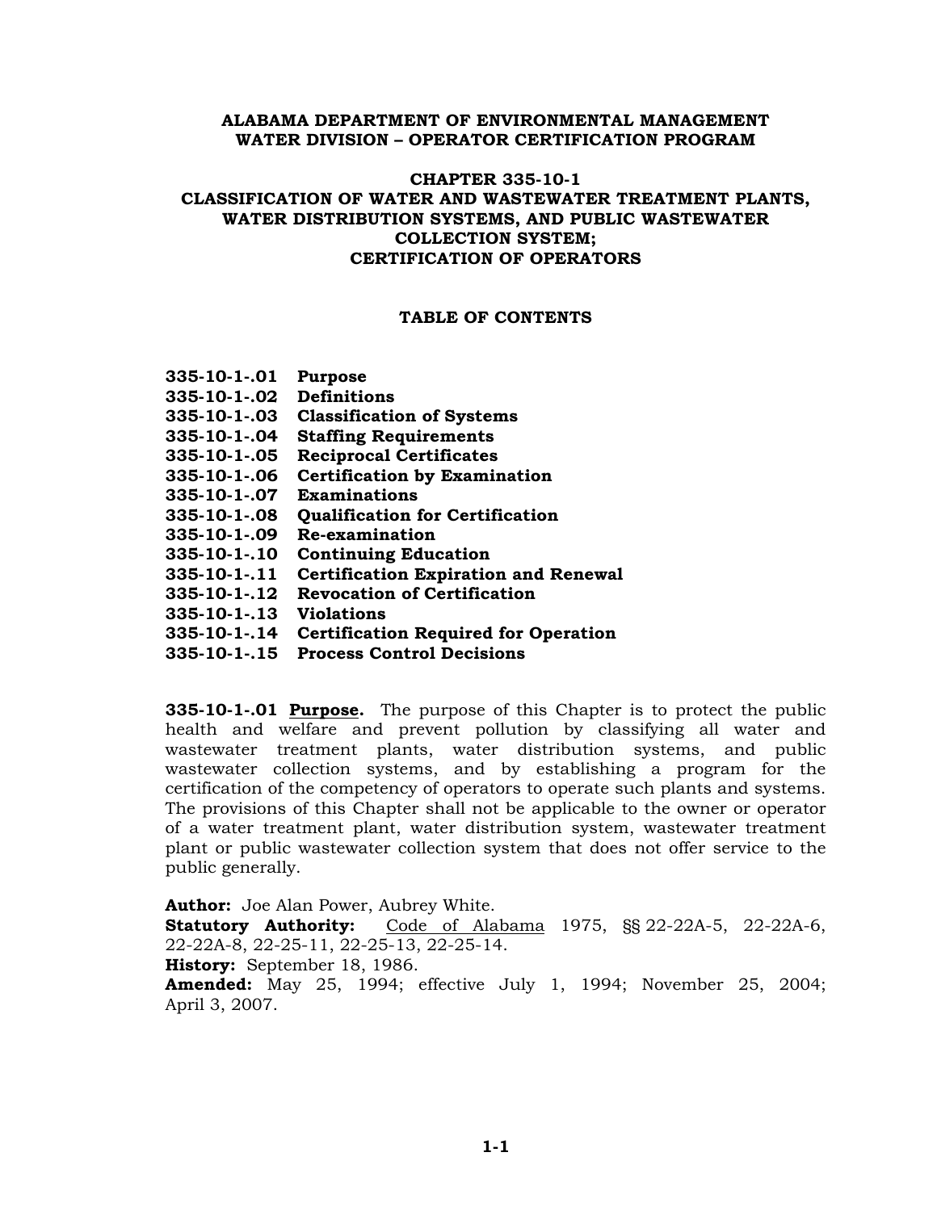**ALABAMA DEPARTMENT OF ENVIRONMENTAL MANAGEMENT**
**WATER DIVISION – OPERATOR CERTIFICATION PROGRAM**

# CHAPTER 335-10-1
# CLASSIFICATION OF WATER AND WASTEWATER TREATMENT PLANTS, WATER DISTRIBUTION SYSTEMS, AND PUBLIC WASTEWATER COLLECTION SYSTEM; CERTIFICATION OF OPERATORS

## TABLE OF CONTENTS

**335-10-1-.01 Purpose**
**335-10-1-.02 Definitions**
**335-10-1-.03 Classification of Systems**
**335-10-1-.04 Staffing Requirements**
**335-10-1-.05 Reciprocal Certificates**
**335-10-1-.06 Certification by Examination**
**335-10-1-.07 Examinations**
**335-10-1-.08 Qualification for Certification**
**335-10-1-.09 Re-examination**
**335-10-1-.10 Continuing Education**
**335-10-1-.11 Certification Expiration and Renewal**
**335-10-1-.12 Revocation of Certification**
**335-10-1-.13 Violations**
**335-10-1-.14 Certification Required for Operation**
**335-10-1-.15 Process Control Decisions**

**335-10-1-.01 Purpose.** The purpose of this Chapter is to protect the public health and welfare and prevent pollution by classifying all water and wastewater treatment plants, water distribution systems, and public wastewater collection systems, and by establishing a program for the certification of the competency of operators to operate such plants and systems. The provisions of this Chapter shall not be applicable to the owner or operator of a water treatment plant, water distribution system, wastewater treatment plant or public wastewater collection system that does not offer service to the public generally.

**Author:** Joe Alan Power, Aubrey White.
**Statutory Authority:** Code of Alabama 1975, §§ 22-22A-5, 22-22A-6, 22-22A-8, 22-25-11, 22-25-13, 22-25-14.
**History:** September 18, 1986.
**Amended:** May 25, 1994; effective July 1, 1994; November 25, 2004; April 3, 2007.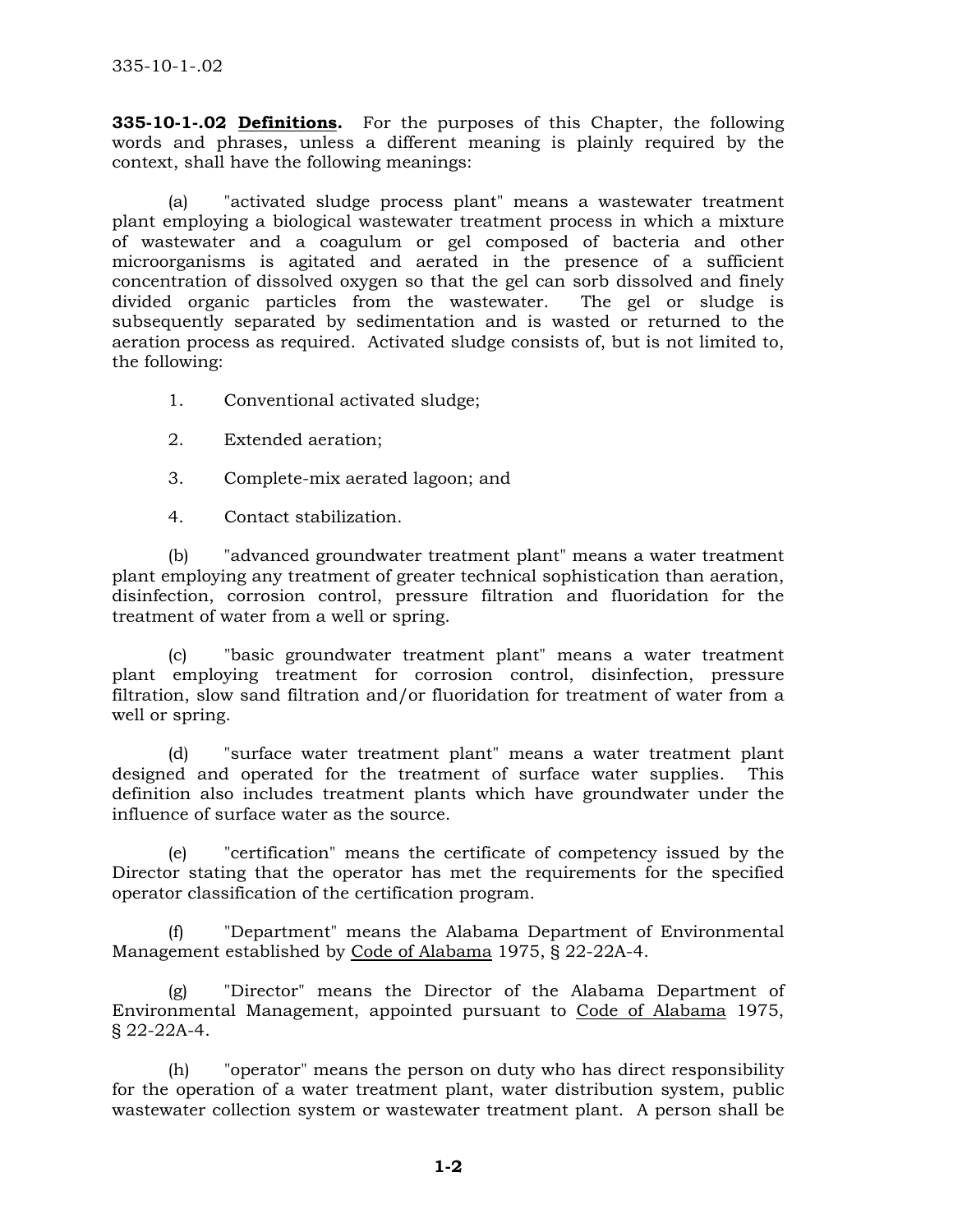**335-10-1-.02 Definitions.** For the purposes of this Chapter, the following words and phrases, unless a different meaning is plainly required by the context, shall have the following meanings:

(a) "activated sludge process plant" means a wastewater treatment plant employing a biological wastewater treatment process in which a mixture of wastewater and a coagulum or gel composed of bacteria and other microorganisms is agitated and aerated in the presence of a sufficient concentration of dissolved oxygen so that the gel can sorb dissolved and finely divided organic particles from the wastewater. The gel or sludge is subsequently separated by sedimentation and is wasted or returned to the aeration process as required. Activated sludge consists of, but is not limited to, the following:

1. Conventional activated sludge;

2. Extended aeration;

3. Complete-mix aerated lagoon; and

4. Contact stabilization.

(b) "advanced groundwater treatment plant" means a water treatment plant employing any treatment of greater technical sophistication than aeration, disinfection, corrosion control, pressure filtration and fluoridation for the treatment of water from a well or spring.

(c) "basic groundwater treatment plant" means a water treatment plant employing treatment for corrosion control, disinfection, pressure filtration, slow sand filtration and/or fluoridation for treatment of water from a well or spring.

(d) "surface water treatment plant" means a water treatment plant designed and operated for the treatment of surface water supplies. This definition also includes treatment plants which have groundwater under the influence of surface water as the source.

(e) "certification" means the certificate of competency issued by the Director stating that the operator has met the requirements for the specified operator classification of the certification program.

(f) "Department" means the Alabama Department of Environmental Management established by Code of Alabama 1975, § 22-22A-4.

(g) "Director" means the Director of the Alabama Department of Environmental Management, appointed pursuant to Code of Alabama 1975, § 22-22A-4.

(h) "operator" means the person on duty who has direct responsibility for the operation of a water treatment plant, water distribution system, public wastewater collection system or wastewater treatment plant. A person shall be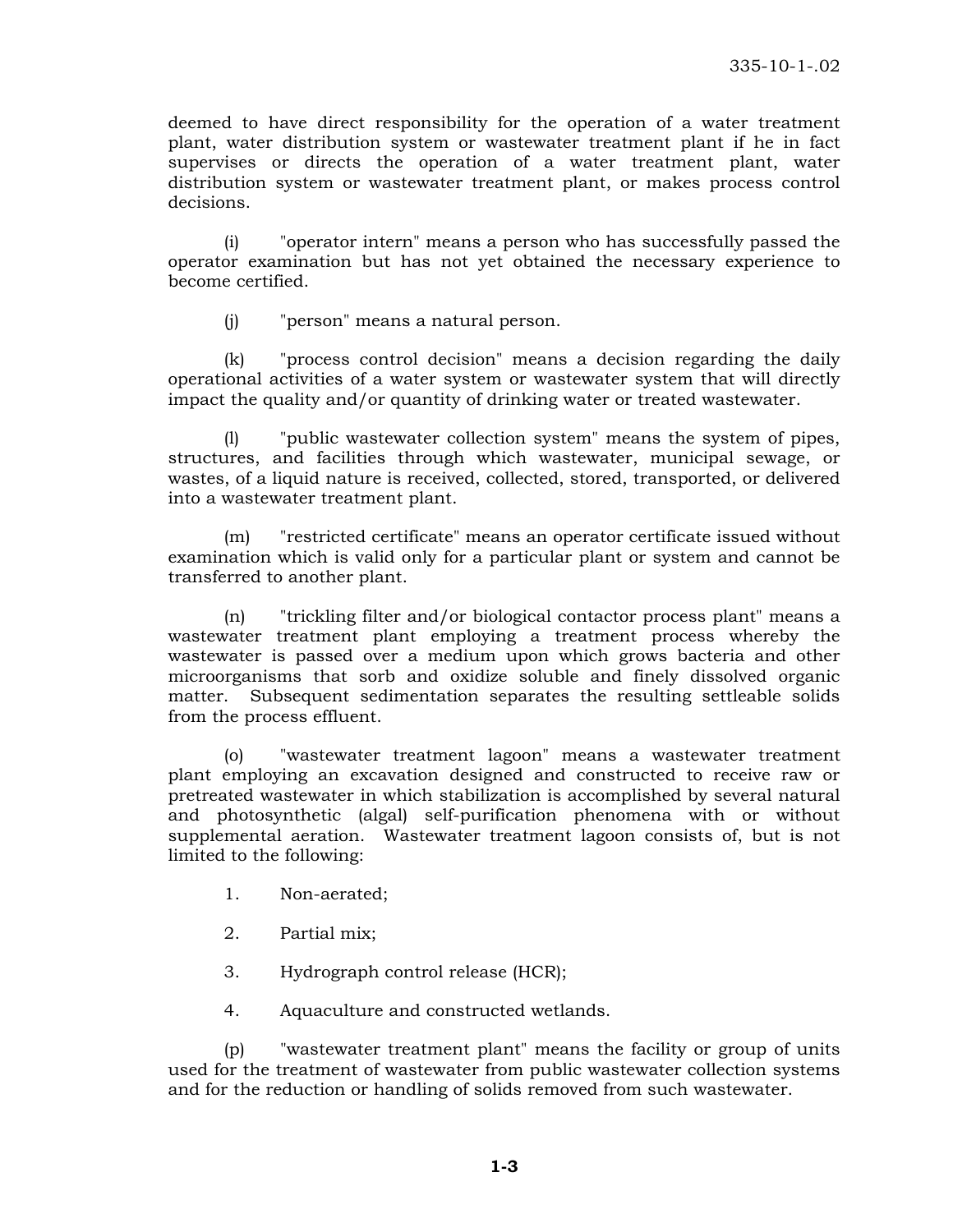deemed to have direct responsibility for the operation of a water treatment plant, water distribution system or wastewater treatment plant if he in fact supervises or directs the operation of a water treatment plant, water distribution system or wastewater treatment plant, or makes process control decisions.

(i) "operator intern" means a person who has successfully passed the operator examination but has not yet obtained the necessary experience to become certified.

(j) "person" means a natural person.

(k) "process control decision" means a decision regarding the daily operational activities of a water system or wastewater system that will directly impact the quality and/or quantity of drinking water or treated wastewater.

(l) "public wastewater collection system" means the system of pipes, structures, and facilities through which wastewater, municipal sewage, or wastes, of a liquid nature is received, collected, stored, transported, or delivered into a wastewater treatment plant.

(m) "restricted certificate" means an operator certificate issued without examination which is valid only for a particular plant or system and cannot be transferred to another plant.

(n) "trickling filter and/or biological contactor process plant" means a wastewater treatment plant employing a treatment process whereby the wastewater is passed over a medium upon which grows bacteria and other microorganisms that sorb and oxidize soluble and finely dissolved organic matter. Subsequent sedimentation separates the resulting settleable solids from the process effluent.

(o) "wastewater treatment lagoon" means a wastewater treatment plant employing an excavation designed and constructed to receive raw or pretreated wastewater in which stabilization is accomplished by several natural and photosynthetic (algal) self-purification phenomena with or without supplemental aeration. Wastewater treatment lagoon consists of, but is not limited to the following:

1. Non-aerated;

2. Partial mix;

3. Hydrograph control release (HCR);

4. Aquaculture and constructed wetlands.

(p) "wastewater treatment plant" means the facility or group of units used for the treatment of wastewater from public wastewater collection systems and for the reduction or handling of solids removed from such wastewater.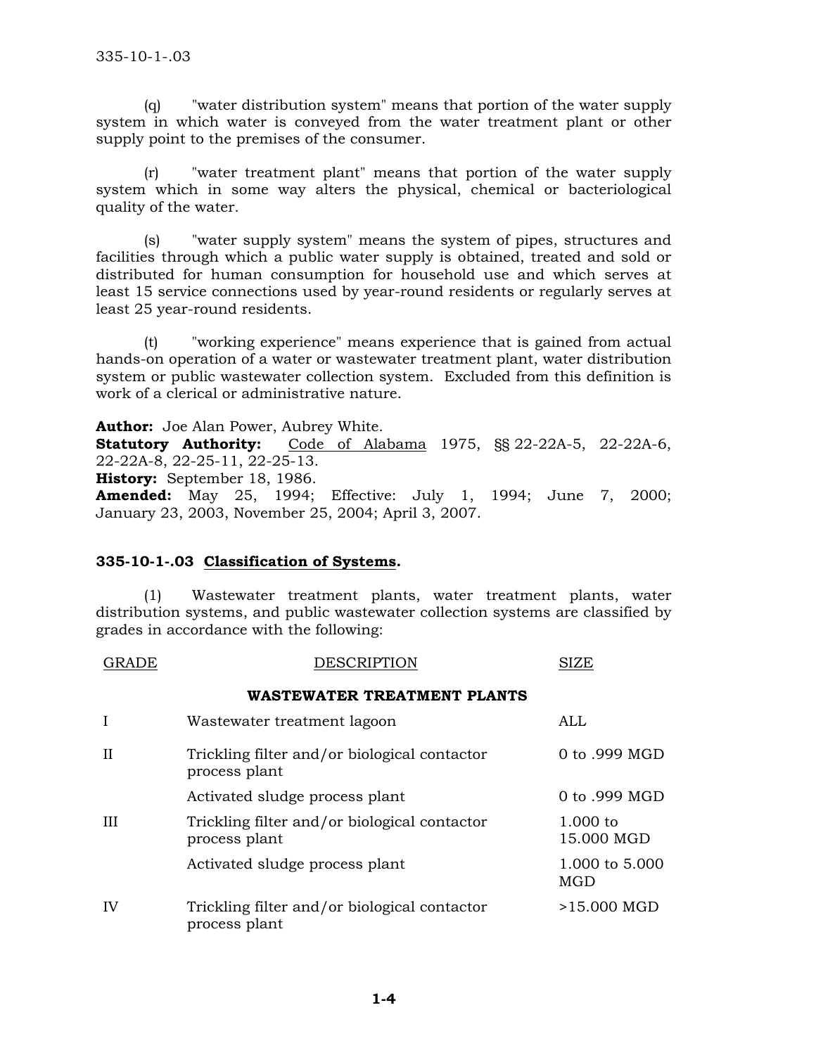(q) "water distribution system" means that portion of the water supply system in which water is conveyed from the water treatment plant or other supply point to the premises of the consumer.

(r) "water treatment plant" means that portion of the water supply system which in some way alters the physical, chemical or bacteriological quality of the water.

(s) "water supply system" means the system of pipes, structures and facilities through which a public water supply is obtained, treated and sold or distributed for human consumption for household use and which serves at least 15 service connections used by year-round residents or regularly serves at least 25 year-round residents.

(t) "working experience" means experience that is gained from actual hands-on operation of a water or wastewater treatment plant, water distribution system or public wastewater collection system. Excluded from this definition is work of a clerical or administrative nature.

**Author:** Joe Alan Power, Aubrey White.
**Statutory Authority:** Code of Alabama 1975, §§ 22-22A-5, 22-22A-6, 22-22A-8, 22-25-11, 22-25-13.
**History:** September 18, 1986.
**Amended:** May 25, 1994; Effective: July 1, 1994; June 7, 2000; January 23, 2003, November 25, 2004; April 3, 2007.

### 335-10-1-.03 Classification of Systems.

(1) Wastewater treatment plants, water treatment plants, water distribution systems, and public wastewater collection systems are classified by grades in accordance with the following:

| GRADE | DESCRIPTION | SIZE |
|---|---|---|
| | **WASTEWATER TREATMENT PLANTS** | |
| I | Wastewater treatment lagoon | ALL |
| II | Trickling filter and/or biological contactor process plant | 0 to .999 MGD |
| | Activated sludge process plant | 0 to .999 MGD |
| III | Trickling filter and/or biological contactor process plant | 1.000 to 15.000 MGD |
| | Activated sludge process plant | 1.000 to 5.000 MGD |
| IV | Trickling filter and/or biological contactor process plant | >15.000 MGD |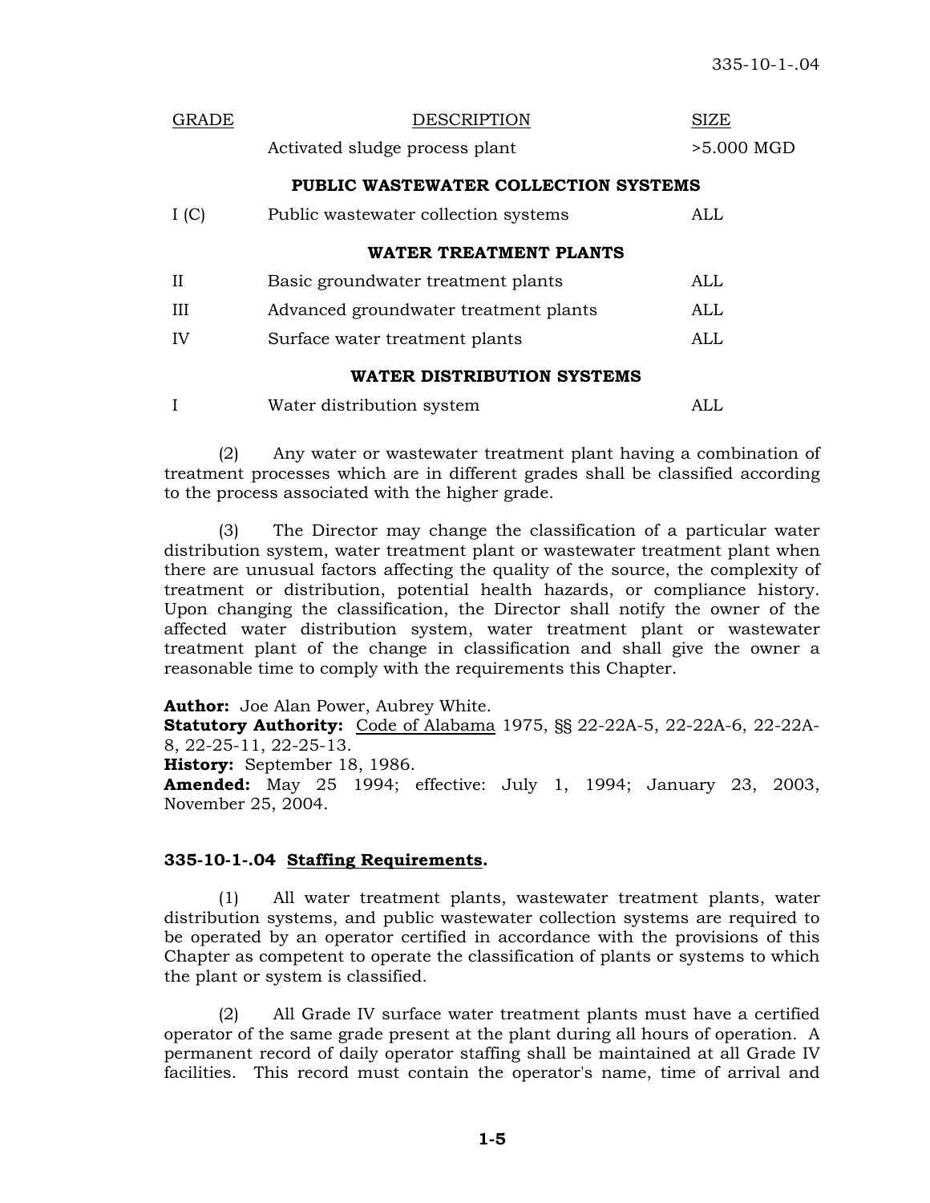| GRADE | DESCRIPTION | SIZE |
|---|---|---|
| | Activated sludge process plant | >5.000 MGD |
| | **PUBLIC WASTEWATER COLLECTION SYSTEMS** | |
| I (C) | Public wastewater collection systems | ALL |
| | **WATER TREATMENT PLANTS** | |
| II | Basic groundwater treatment plants | ALL |
| III | Advanced groundwater treatment plants | ALL |
| IV | Surface water treatment plants | ALL |
| | **WATER DISTRIBUTION SYSTEMS** | |
| I | Water distribution system | ALL |

(2) Any water or wastewater treatment plant having a combination of treatment processes which are in different grades shall be classified according to the process associated with the higher grade.

(3) The Director may change the classification of a particular water distribution system, water treatment plant or wastewater treatment plant when there are unusual factors affecting the quality of the source, the complexity of treatment or distribution, potential health hazards, or compliance history. Upon changing the classification, the Director shall notify the owner of the affected water distribution system, water treatment plant or wastewater treatment plant of the change in classification and shall give the owner a reasonable time to comply with the requirements this Chapter.

**Author:** Joe Alan Power, Aubrey White.
**Statutory Authority:** Code of Alabama 1975, §§ 22-22A-5, 22-22A-6, 22-22A-8, 22-25-11, 22-25-13.
**History:** September 18, 1986.
**Amended:** May 25 1994; effective: July 1, 1994; January 23, 2003, November 25, 2004.

**335-10-1-.04 Staffing Requirements.**

(1) All water treatment plants, wastewater treatment plants, water distribution systems, and public wastewater collection systems are required to be operated by an operator certified in accordance with the provisions of this Chapter as competent to operate the classification of plants or systems to which the plant or system is classified.

(2) All Grade IV surface water treatment plants must have a certified operator of the same grade present at the plant during all hours of operation. A permanent record of daily operator staffing shall be maintained at all Grade IV facilities. This record must contain the operator's name, time of arrival and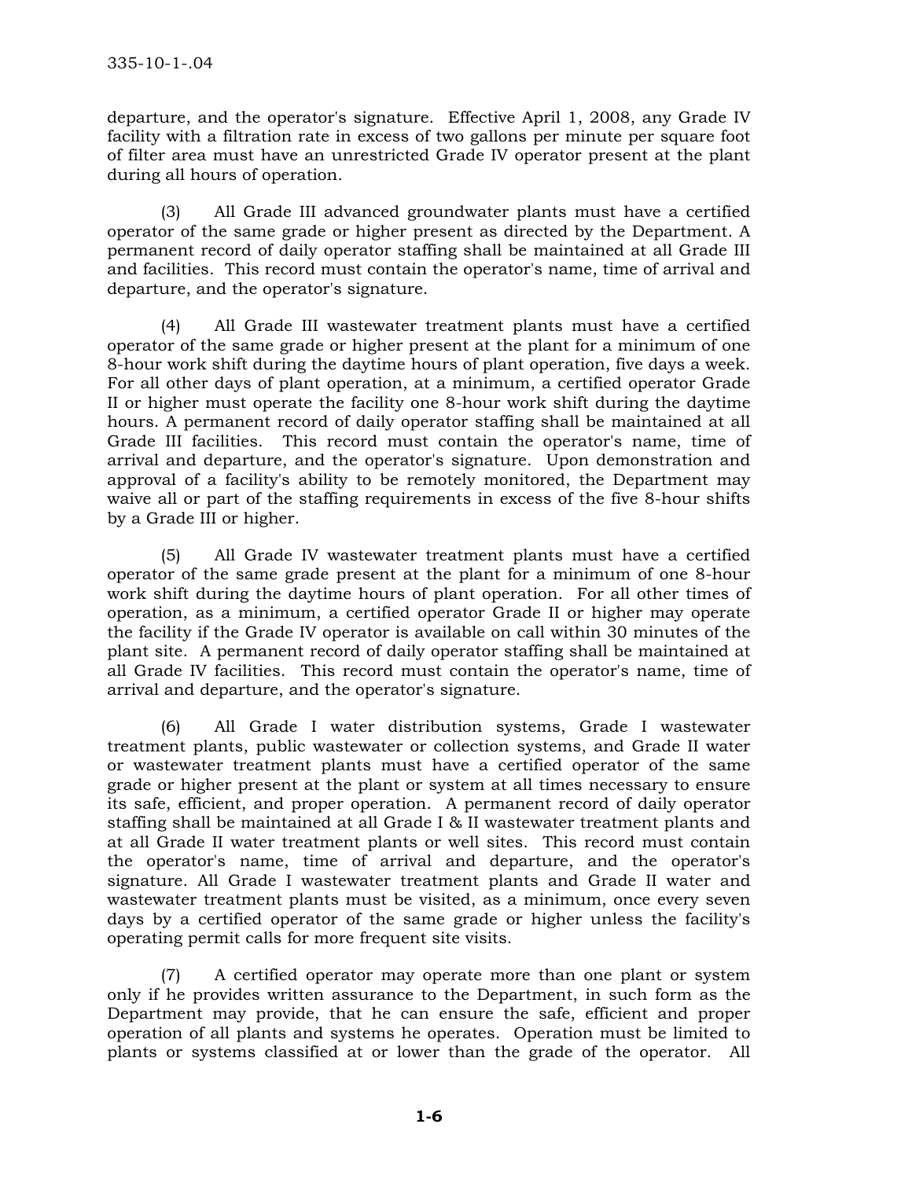departure, and the operator's signature. Effective April 1, 2008, any Grade IV facility with a filtration rate in excess of two gallons per minute per square foot of filter area must have an unrestricted Grade IV operator present at the plant during all hours of operation.

(3) All Grade III advanced groundwater plants must have a certified operator of the same grade or higher present as directed by the Department. A permanent record of daily operator staffing shall be maintained at all Grade III and facilities. This record must contain the operator's name, time of arrival and departure, and the operator's signature.

(4) All Grade III wastewater treatment plants must have a certified operator of the same grade or higher present at the plant for a minimum of one 8-hour work shift during the daytime hours of plant operation, five days a week. For all other days of plant operation, at a minimum, a certified operator Grade II or higher must operate the facility one 8-hour work shift during the daytime hours. A permanent record of daily operator staffing shall be maintained at all Grade III facilities. This record must contain the operator's name, time of arrival and departure, and the operator's signature. Upon demonstration and approval of a facility's ability to be remotely monitored, the Department may waive all or part of the staffing requirements in excess of the five 8-hour shifts by a Grade III or higher.

(5) All Grade IV wastewater treatment plants must have a certified operator of the same grade present at the plant for a minimum of one 8-hour work shift during the daytime hours of plant operation. For all other times of operation, as a minimum, a certified operator Grade II or higher may operate the facility if the Grade IV operator is available on call within 30 minutes of the plant site. A permanent record of daily operator staffing shall be maintained at all Grade IV facilities. This record must contain the operator's name, time of arrival and departure, and the operator's signature.

(6) All Grade I water distribution systems, Grade I wastewater treatment plants, public wastewater or collection systems, and Grade II water or wastewater treatment plants must have a certified operator of the same grade or higher present at the plant or system at all times necessary to ensure its safe, efficient, and proper operation. A permanent record of daily operator staffing shall be maintained at all Grade I & II wastewater treatment plants and at all Grade II water treatment plants or well sites. This record must contain the operator's name, time of arrival and departure, and the operator's signature. All Grade I wastewater treatment plants and Grade II water and wastewater treatment plants must be visited, as a minimum, once every seven days by a certified operator of the same grade or higher unless the facility's operating permit calls for more frequent site visits.

(7) A certified operator may operate more than one plant or system only if he provides written assurance to the Department, in such form as the Department may provide, that he can ensure the safe, efficient and proper operation of all plants and systems he operates. Operation must be limited to plants or systems classified at or lower than the grade of the operator. All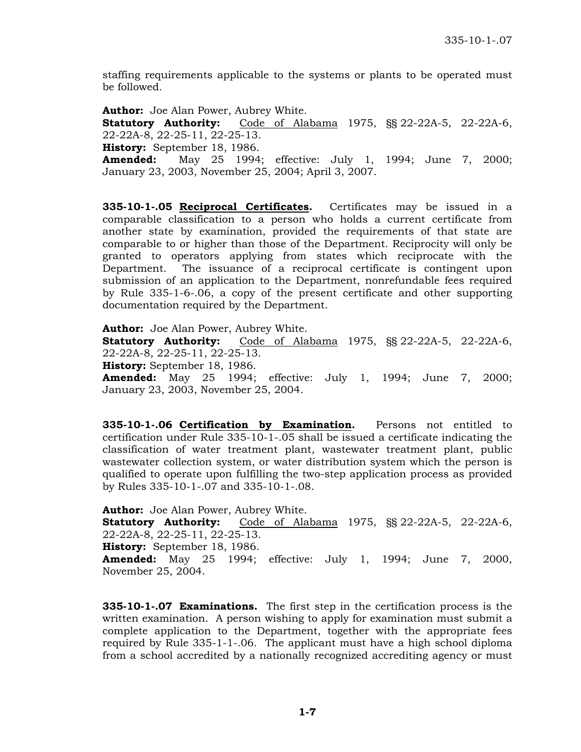staffing requirements applicable to the systems or plants to be operated must be followed.

**Author:** Joe Alan Power, Aubrey White.
**Statutory Authority:** Code of Alabama 1975, §§ 22-22A-5, 22-22A-6, 22-22A-8, 22-25-11, 22-25-13.
**History:** September 18, 1986.
**Amended:** May 25 1994; effective: July 1, 1994; June 7, 2000; January 23, 2003, November 25, 2004; April 3, 2007.

**335-10-1-.05 Reciprocal Certificates.** Certificates may be issued in a comparable classification to a person who holds a current certificate from another state by examination, provided the requirements of that state are comparable to or higher than those of the Department. Reciprocity will only be granted to operators applying from states which reciprocate with the Department. The issuance of a reciprocal certificate is contingent upon submission of an application to the Department, nonrefundable fees required by Rule 335-1-6-.06, a copy of the present certificate and other supporting documentation required by the Department.

**Author:** Joe Alan Power, Aubrey White.
**Statutory Authority:** Code of Alabama 1975, §§ 22-22A-5, 22-22A-6, 22-22A-8, 22-25-11, 22-25-13.
**History:** September 18, 1986.
**Amended:** May 25 1994; effective: July 1, 1994; June 7, 2000; January 23, 2003, November 25, 2004.

**335-10-1-.06 Certification by Examination.** Persons not entitled to certification under Rule 335-10-1-.05 shall be issued a certificate indicating the classification of water treatment plant, wastewater treatment plant, public wastewater collection system, or water distribution system which the person is qualified to operate upon fulfilling the two-step application process as provided by Rules 335-10-1-.07 and 335-10-1-.08.

**Author:** Joe Alan Power, Aubrey White.
**Statutory Authority:** Code of Alabama 1975, §§ 22-22A-5, 22-22A-6, 22-22A-8, 22-25-11, 22-25-13.
**History:** September 18, 1986.
**Amended:** May 25 1994; effective: July 1, 1994; June 7, 2000, November 25, 2004.

**335-10-1-.07 Examinations.** The first step in the certification process is the written examination. A person wishing to apply for examination must submit a complete application to the Department, together with the appropriate fees required by Rule 335-1-1-.06. The applicant must have a high school diploma from a school accredited by a nationally recognized accrediting agency or must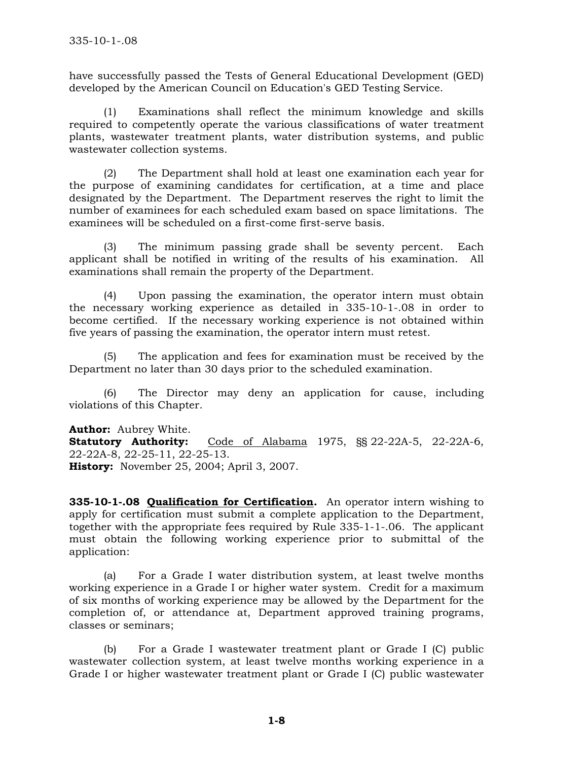have successfully passed the Tests of General Educational Development (GED) developed by the American Council on Education's GED Testing Service.

(1) Examinations shall reflect the minimum knowledge and skills required to competently operate the various classifications of water treatment plants, wastewater treatment plants, water distribution systems, and public wastewater collection systems.

(2) The Department shall hold at least one examination each year for the purpose of examining candidates for certification, at a time and place designated by the Department. The Department reserves the right to limit the number of examinees for each scheduled exam based on space limitations. The examinees will be scheduled on a first-come first-serve basis.

(3) The minimum passing grade shall be seventy percent. Each applicant shall be notified in writing of the results of his examination. All examinations shall remain the property of the Department.

(4) Upon passing the examination, the operator intern must obtain the necessary working experience as detailed in 335-10-1-.08 in order to become certified. If the necessary working experience is not obtained within five years of passing the examination, the operator intern must retest.

(5) The application and fees for examination must be received by the Department no later than 30 days prior to the scheduled examination.

(6) The Director may deny an application for cause, including violations of this Chapter.

**Author:** Aubrey White.
**Statutory Authority:** Code of Alabama 1975, §§ 22-22A-5, 22-22A-6, 22-22A-8, 22-25-11, 22-25-13.
**History:** November 25, 2004; April 3, 2007.

**335-10-1-.08 Qualification for Certification.** An operator intern wishing to apply for certification must submit a complete application to the Department, together with the appropriate fees required by Rule 335-1-1-.06. The applicant must obtain the following working experience prior to submittal of the application:

(a) For a Grade I water distribution system, at least twelve months working experience in a Grade I or higher water system. Credit for a maximum of six months of working experience may be allowed by the Department for the completion of, or attendance at, Department approved training programs, classes or seminars;

(b) For a Grade I wastewater treatment plant or Grade I (C) public wastewater collection system, at least twelve months working experience in a Grade I or higher wastewater treatment plant or Grade I (C) public wastewater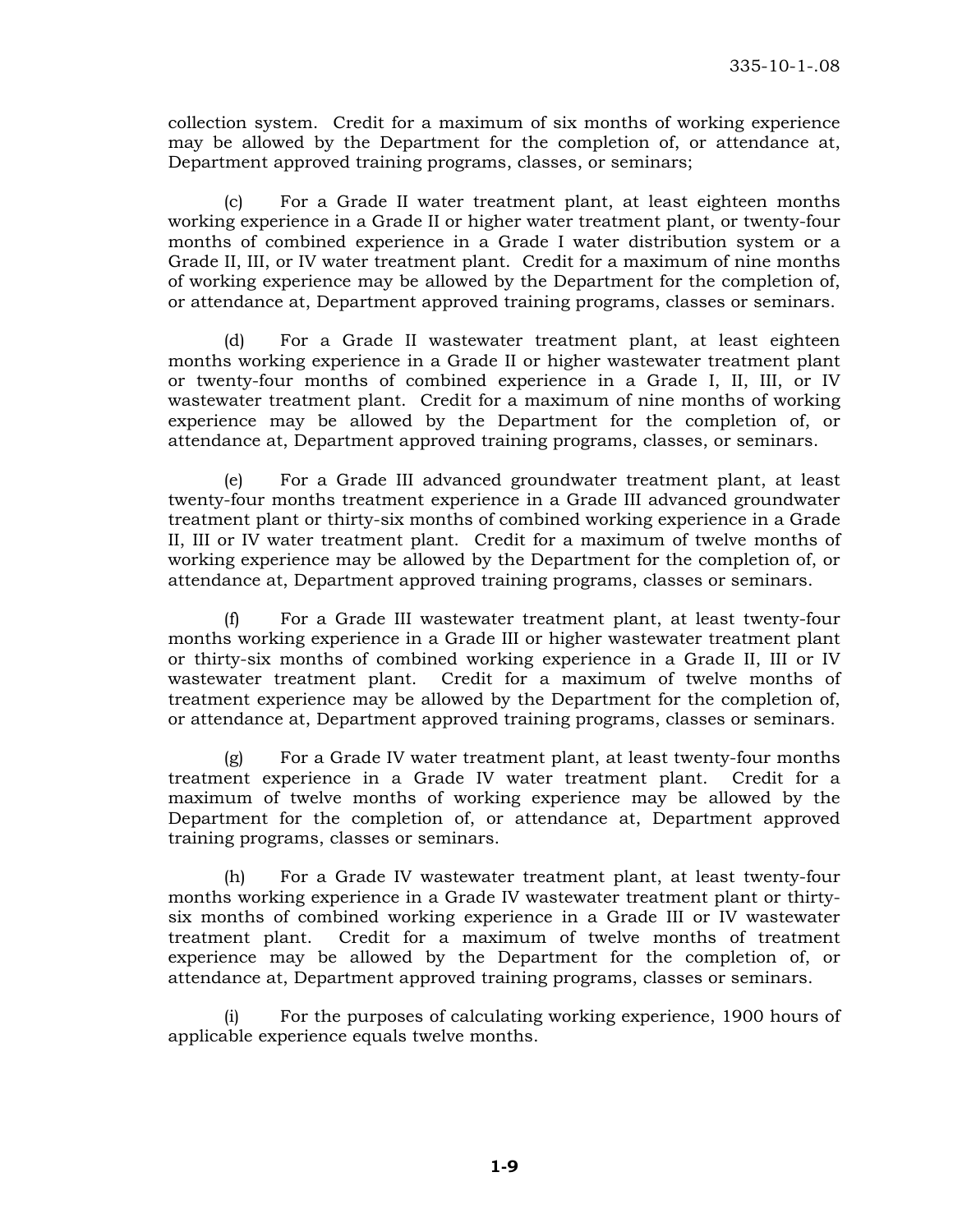collection system. Credit for a maximum of six months of working experience may be allowed by the Department for the completion of, or attendance at, Department approved training programs, classes, or seminars;

(c) For a Grade II water treatment plant, at least eighteen months working experience in a Grade II or higher water treatment plant, or twenty-four months of combined experience in a Grade I water distribution system or a Grade II, III, or IV water treatment plant. Credit for a maximum of nine months of working experience may be allowed by the Department for the completion of, or attendance at, Department approved training programs, classes or seminars.

(d) For a Grade II wastewater treatment plant, at least eighteen months working experience in a Grade II or higher wastewater treatment plant or twenty-four months of combined experience in a Grade I, II, III, or IV wastewater treatment plant. Credit for a maximum of nine months of working experience may be allowed by the Department for the completion of, or attendance at, Department approved training programs, classes, or seminars.

(e) For a Grade III advanced groundwater treatment plant, at least twenty-four months treatment experience in a Grade III advanced groundwater treatment plant or thirty-six months of combined working experience in a Grade II, III or IV water treatment plant. Credit for a maximum of twelve months of working experience may be allowed by the Department for the completion of, or attendance at, Department approved training programs, classes or seminars.

(f) For a Grade III wastewater treatment plant, at least twenty-four months working experience in a Grade III or higher wastewater treatment plant or thirty-six months of combined working experience in a Grade II, III or IV wastewater treatment plant. Credit for a maximum of twelve months of treatment experience may be allowed by the Department for the completion of, or attendance at, Department approved training programs, classes or seminars.

(g) For a Grade IV water treatment plant, at least twenty-four months treatment experience in a Grade IV water treatment plant. Credit for a maximum of twelve months of working experience may be allowed by the Department for the completion of, or attendance at, Department approved training programs, classes or seminars.

(h) For a Grade IV wastewater treatment plant, at least twenty-four months working experience in a Grade IV wastewater treatment plant or thirty-six months of combined working experience in a Grade III or IV wastewater treatment plant. Credit for a maximum of twelve months of treatment experience may be allowed by the Department for the completion of, or attendance at, Department approved training programs, classes or seminars.

(i) For the purposes of calculating working experience, 1900 hours of applicable experience equals twelve months.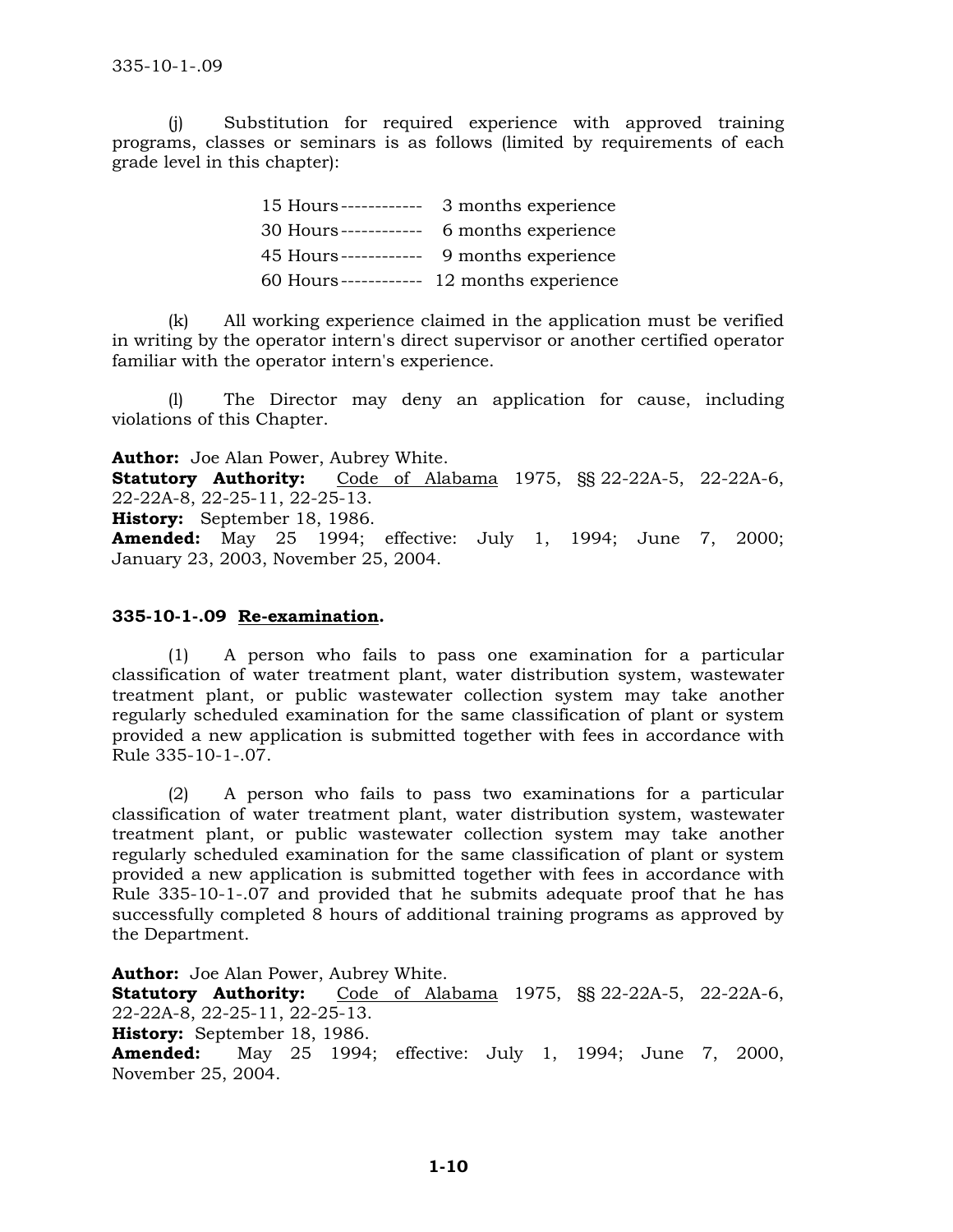(j) Substitution for required experience with approved training programs, classes or seminars is as follows (limited by requirements of each grade level in this chapter):

| | |
|---|---|
| 15 Hours ------------ | 3 months experience |
| 30 Hours ------------ | 6 months experience |
| 45 Hours ------------ | 9 months experience |
| 60 Hours ------------ | 12 months experience |

(k) All working experience claimed in the application must be verified in writing by the operator intern's direct supervisor or another certified operator familiar with the operator intern's experience.

(l) The Director may deny an application for cause, including violations of this Chapter.

**Author:** Joe Alan Power, Aubrey White.
**Statutory Authority:** Code of Alabama 1975, §§ 22-22A-5, 22-22A-6, 22-22A-8, 22-25-11, 22-25-13.
**History:** September 18, 1986.
**Amended:** May 25 1994; effective: July 1, 1994; June 7, 2000; January 23, 2003, November 25, 2004.

**335-10-1-.09 Re-examination.**

(1) A person who fails to pass one examination for a particular classification of water treatment plant, water distribution system, wastewater treatment plant, or public wastewater collection system may take another regularly scheduled examination for the same classification of plant or system provided a new application is submitted together with fees in accordance with Rule 335-10-1-.07.

(2) A person who fails to pass two examinations for a particular classification of water treatment plant, water distribution system, wastewater treatment plant, or public wastewater collection system may take another regularly scheduled examination for the same classification of plant or system provided a new application is submitted together with fees in accordance with Rule 335-10-1-.07 and provided that he submits adequate proof that he has successfully completed 8 hours of additional training programs as approved by the Department.

**Author:** Joe Alan Power, Aubrey White.
**Statutory Authority:** Code of Alabama 1975, §§ 22-22A-5, 22-22A-6, 22-22A-8, 22-25-11, 22-25-13.
**History:** September 18, 1986.
**Amended:** May 25 1994; effective: July 1, 1994; June 7, 2000, November 25, 2004.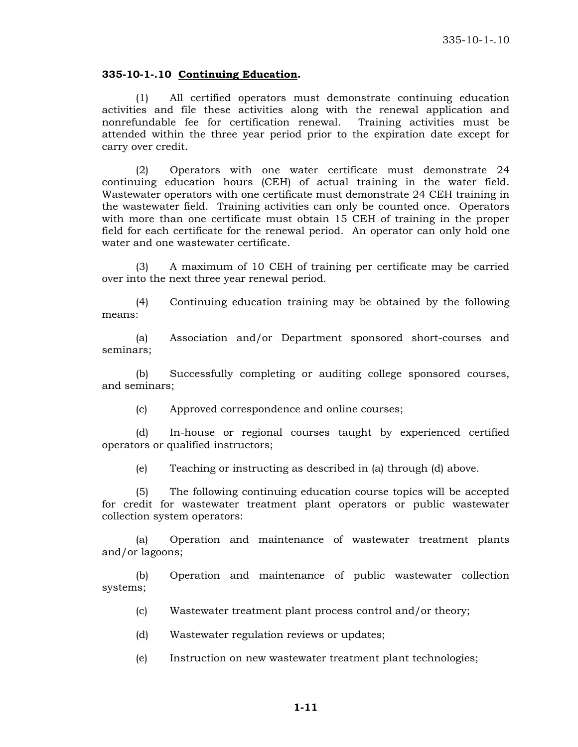**335-10-1-.10 <u>Continuing Education</u>.**

(1) All certified operators must demonstrate continuing education activities and file these activities along with the renewal application and nonrefundable fee for certification renewal. Training activities must be attended within the three year period prior to the expiration date except for carry over credit.

(2) Operators with one water certificate must demonstrate 24 continuing education hours (CEH) of actual training in the water field. Wastewater operators with one certificate must demonstrate 24 CEH training in the wastewater field. Training activities can only be counted once. Operators with more than one certificate must obtain 15 CEH of training in the proper field for each certificate for the renewal period. An operator can only hold one water and one wastewater certificate.

(3) A maximum of 10 CEH of training per certificate may be carried over into the next three year renewal period.

(4) Continuing education training may be obtained by the following means:

(a) Association and/or Department sponsored short-courses and seminars;

(b) Successfully completing or auditing college sponsored courses, and seminars;

(c) Approved correspondence and online courses;

(d) In-house or regional courses taught by experienced certified operators or qualified instructors;

(e) Teaching or instructing as described in (a) through (d) above.

(5) The following continuing education course topics will be accepted for credit for wastewater treatment plant operators or public wastewater collection system operators:

(a) Operation and maintenance of wastewater treatment plants and/or lagoons;

(b) Operation and maintenance of public wastewater collection systems;

(c) Wastewater treatment plant process control and/or theory;

(d) Wastewater regulation reviews or updates;

(e) Instruction on new wastewater treatment plant technologies;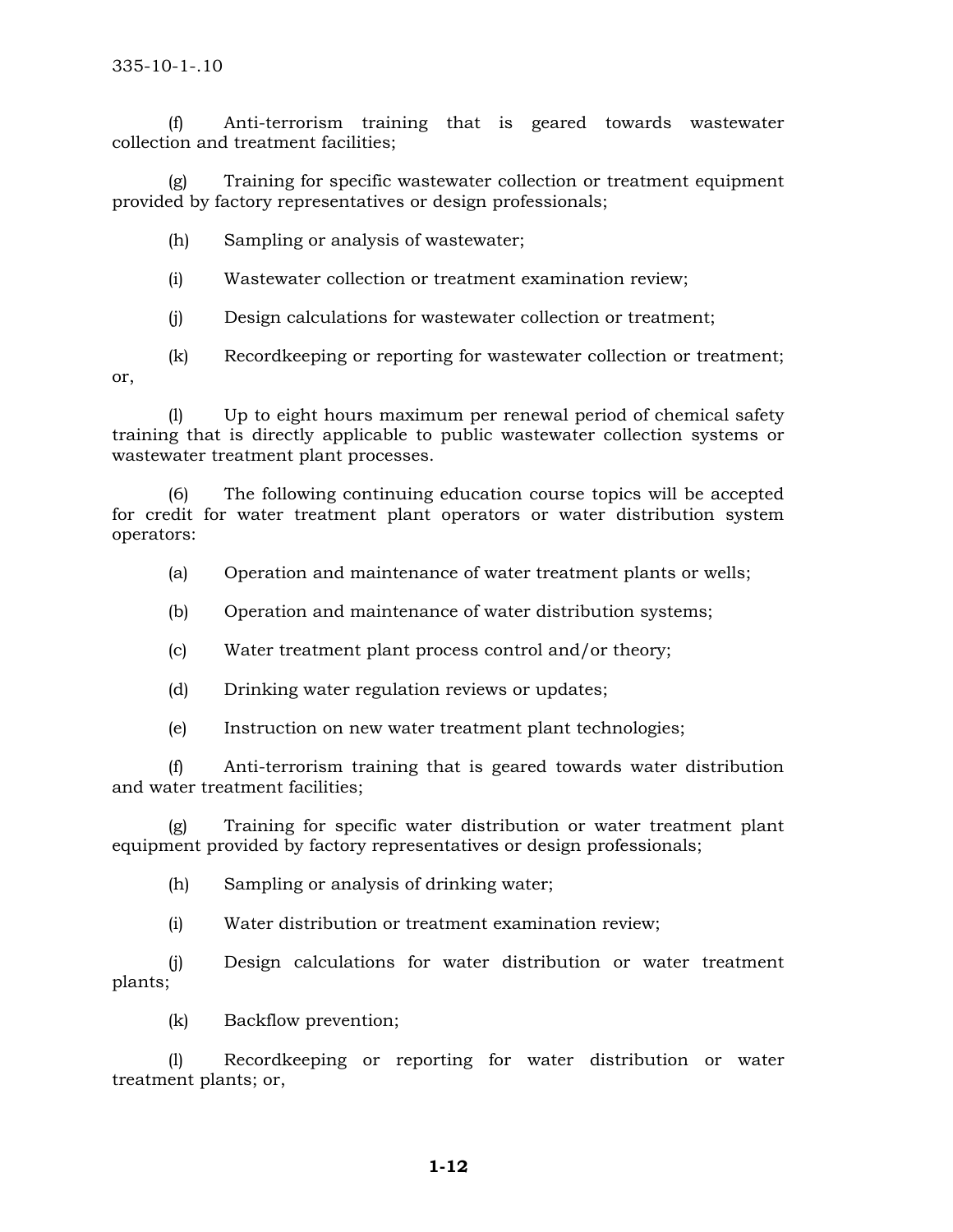(f) Anti-terrorism training that is geared towards wastewater collection and treatment facilities;

(g) Training for specific wastewater collection or treatment equipment provided by factory representatives or design professionals;

(h) Sampling or analysis of wastewater;

(i) Wastewater collection or treatment examination review;

(j) Design calculations for wastewater collection or treatment;

(k) Recordkeeping or reporting for wastewater collection or treatment; or,

(l) Up to eight hours maximum per renewal period of chemical safety training that is directly applicable to public wastewater collection systems or wastewater treatment plant processes.

(6) The following continuing education course topics will be accepted for credit for water treatment plant operators or water distribution system operators:

(a) Operation and maintenance of water treatment plants or wells;

(b) Operation and maintenance of water distribution systems;

(c) Water treatment plant process control and/or theory;

(d) Drinking water regulation reviews or updates;

(e) Instruction on new water treatment plant technologies;

(f) Anti-terrorism training that is geared towards water distribution and water treatment facilities;

(g) Training for specific water distribution or water treatment plant equipment provided by factory representatives or design professionals;

(h) Sampling or analysis of drinking water;

(i) Water distribution or treatment examination review;

(j) Design calculations for water distribution or water treatment plants;

(k) Backflow prevention;

(l) Recordkeeping or reporting for water distribution or water treatment plants; or,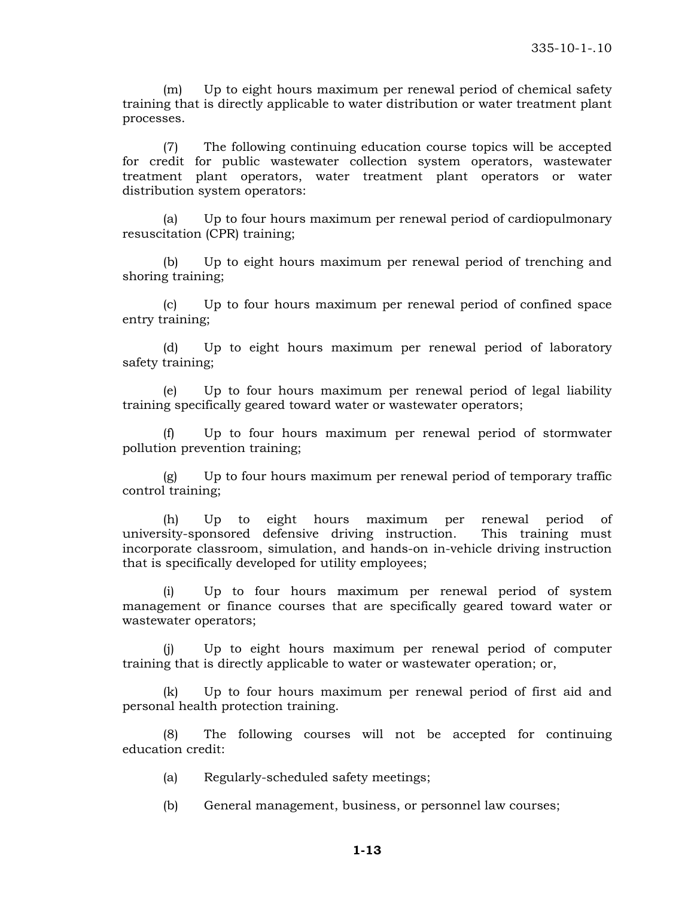(m) Up to eight hours maximum per renewal period of chemical safety training that is directly applicable to water distribution or water treatment plant processes.

(7) The following continuing education course topics will be accepted for credit for public wastewater collection system operators, wastewater treatment plant operators, water treatment plant operators or water distribution system operators:

(a) Up to four hours maximum per renewal period of cardiopulmonary resuscitation (CPR) training;

(b) Up to eight hours maximum per renewal period of trenching and shoring training;

(c) Up to four hours maximum per renewal period of confined space entry training;

(d) Up to eight hours maximum per renewal period of laboratory safety training;

(e) Up to four hours maximum per renewal period of legal liability training specifically geared toward water or wastewater operators;

(f) Up to four hours maximum per renewal period of stormwater pollution prevention training;

(g) Up to four hours maximum per renewal period of temporary traffic control training;

(h) Up to eight hours maximum per renewal period of university-sponsored defensive driving instruction. This training must incorporate classroom, simulation, and hands-on in-vehicle driving instruction that is specifically developed for utility employees;

(i) Up to four hours maximum per renewal period of system management or finance courses that are specifically geared toward water or wastewater operators;

(j) Up to eight hours maximum per renewal period of computer training that is directly applicable to water or wastewater operation; or,

(k) Up to four hours maximum per renewal period of first aid and personal health protection training.

(8) The following courses will not be accepted for continuing education credit:

(a) Regularly-scheduled safety meetings;

(b) General management, business, or personnel law courses;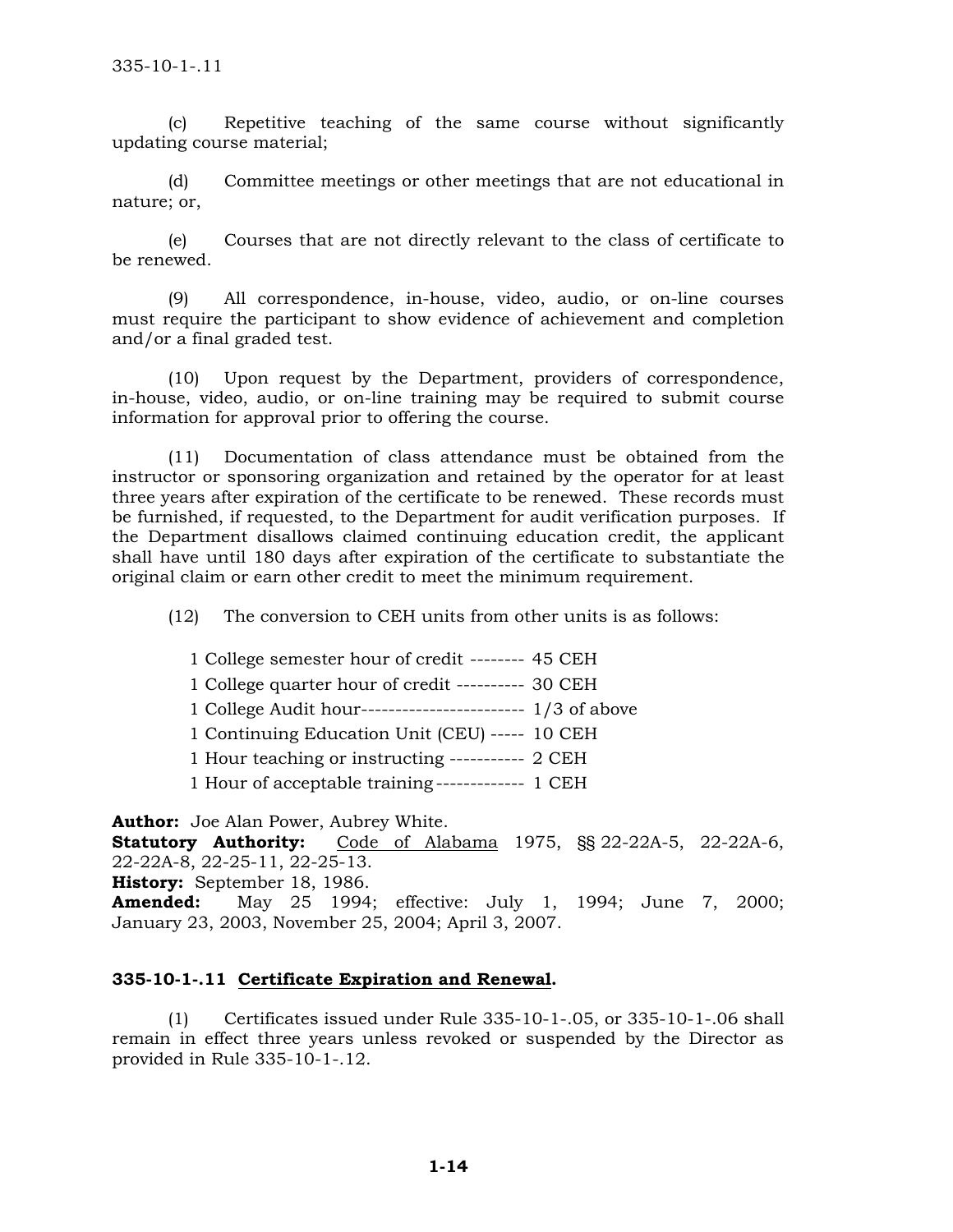(c) Repetitive teaching of the same course without significantly updating course material;

(d) Committee meetings or other meetings that are not educational in nature; or,

(e) Courses that are not directly relevant to the class of certificate to be renewed.

(9) All correspondence, in-house, video, audio, or on-line courses must require the participant to show evidence of achievement and completion and/or a final graded test.

(10) Upon request by the Department, providers of correspondence, in-house, video, audio, or on-line training may be required to submit course information for approval prior to offering the course.

(11) Documentation of class attendance must be obtained from the instructor or sponsoring organization and retained by the operator for at least three years after expiration of the certificate to be renewed. These records must be furnished, if requested, to the Department for audit verification purposes. If the Department disallows claimed continuing education credit, the applicant shall have until 180 days after expiration of the certificate to substantiate the original claim or earn other credit to meet the minimum requirement.

(12) The conversion to CEH units from other units is as follows:

1 College semester hour of credit -------- 45 CEH
1 College quarter hour of credit ---------- 30 CEH
1 College Audit hour------------------------ 1/3 of above
1 Continuing Education Unit (CEU) ----- 10 CEH
1 Hour teaching or instructing ----------- 2 CEH
1 Hour of acceptable training ------------- 1 CEH

**Author:** Joe Alan Power, Aubrey White.
**Statutory Authority:** Code of Alabama 1975, §§ 22-22A-5, 22-22A-6, 22-22A-8, 22-25-11, 22-25-13.
**History:** September 18, 1986.
**Amended:** May 25 1994; effective: July 1, 1994; June 7, 2000; January 23, 2003, November 25, 2004; April 3, 2007.

### 335-10-1-.11 Certificate Expiration and Renewal.

(1) Certificates issued under Rule 335-10-1-.05, or 335-10-1-.06 shall remain in effect three years unless revoked or suspended by the Director as provided in Rule 335-10-1-.12.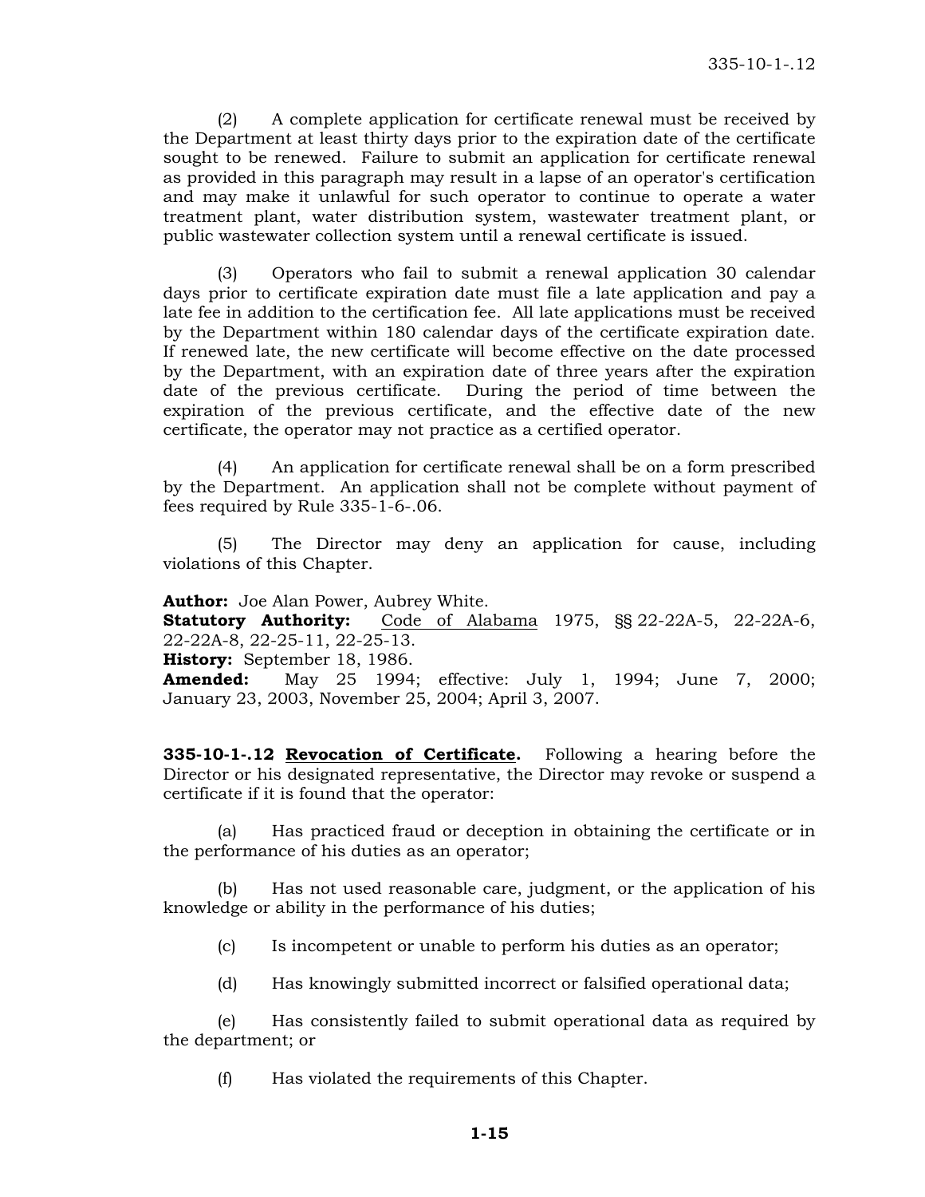(2) A complete application for certificate renewal must be received by the Department at least thirty days prior to the expiration date of the certificate sought to be renewed. Failure to submit an application for certificate renewal as provided in this paragraph may result in a lapse of an operator's certification and may make it unlawful for such operator to continue to operate a water treatment plant, water distribution system, wastewater treatment plant, or public wastewater collection system until a renewal certificate is issued.

(3) Operators who fail to submit a renewal application 30 calendar days prior to certificate expiration date must file a late application and pay a late fee in addition to the certification fee. All late applications must be received by the Department within 180 calendar days of the certificate expiration date. If renewed late, the new certificate will become effective on the date processed by the Department, with an expiration date of three years after the expiration date of the previous certificate. During the period of time between the expiration of the previous certificate, and the effective date of the new certificate, the operator may not practice as a certified operator.

(4) An application for certificate renewal shall be on a form prescribed by the Department. An application shall not be complete without payment of fees required by Rule 335-1-6-.06.

(5) The Director may deny an application for cause, including violations of this Chapter.

**Author:** Joe Alan Power, Aubrey White.
**Statutory Authority:** Code of Alabama 1975, §§ 22-22A-5, 22-22A-6, 22-22A-8, 22-25-11, 22-25-13.
**History:** September 18, 1986.
**Amended:** May 25 1994; effective: July 1, 1994; June 7, 2000; January 23, 2003, November 25, 2004; April 3, 2007.

**335-10-1-.12 Revocation of Certificate.** Following a hearing before the Director or his designated representative, the Director may revoke or suspend a certificate if it is found that the operator:

(a) Has practiced fraud or deception in obtaining the certificate or in the performance of his duties as an operator;

(b) Has not used reasonable care, judgment, or the application of his knowledge or ability in the performance of his duties;

(c) Is incompetent or unable to perform his duties as an operator;

(d) Has knowingly submitted incorrect or falsified operational data;

(e) Has consistently failed to submit operational data as required by the department; or

(f) Has violated the requirements of this Chapter.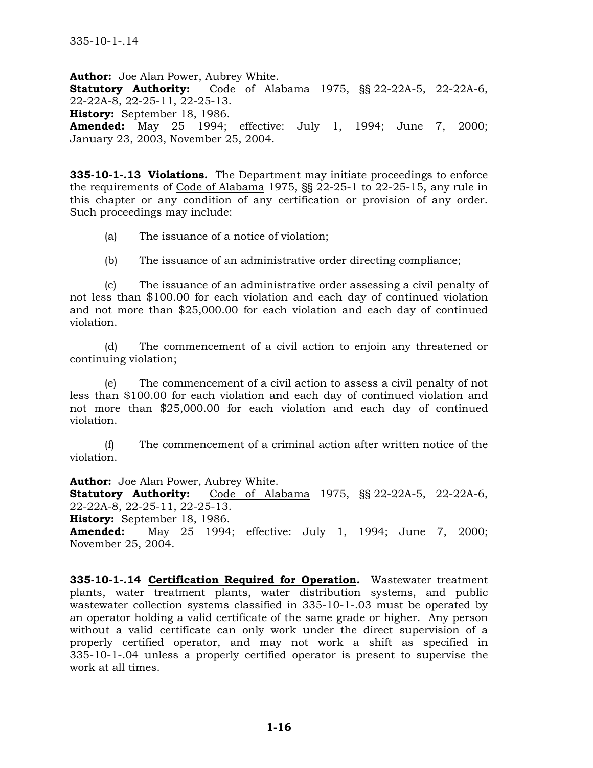**Author:** Joe Alan Power, Aubrey White.
**Statutory Authority:** Code of Alabama 1975, §§ 22-22A-5, 22-22A-6, 22-22A-8, 22-25-11, 22-25-13.
**History:** September 18, 1986.
**Amended:** May 25 1994; effective: July 1, 1994; June 7, 2000; January 23, 2003, November 25, 2004.

**335-10-1-.13 Violations.** The Department may initiate proceedings to enforce the requirements of Code of Alabama 1975, §§ 22-25-1 to 22-25-15, any rule in this chapter or any condition of any certification or provision of any order. Such proceedings may include:

(a) The issuance of a notice of violation;

(b) The issuance of an administrative order directing compliance;

(c) The issuance of an administrative order assessing a civil penalty of not less than $100.00 for each violation and each day of continued violation and not more than $25,000.00 for each violation and each day of continued violation.

(d) The commencement of a civil action to enjoin any threatened or continuing violation;

(e) The commencement of a civil action to assess a civil penalty of not less than $100.00 for each violation and each day of continued violation and not more than $25,000.00 for each violation and each day of continued violation.

(f) The commencement of a criminal action after written notice of the violation.

**Author:** Joe Alan Power, Aubrey White.
**Statutory Authority:** Code of Alabama 1975, §§ 22-22A-5, 22-22A-6, 22-22A-8, 22-25-11, 22-25-13.
**History:** September 18, 1986.
**Amended:** May 25 1994; effective: July 1, 1994; June 7, 2000; November 25, 2004.

**335-10-1-.14 Certification Required for Operation.** Wastewater treatment plants, water treatment plants, water distribution systems, and public wastewater collection systems classified in 335-10-1-.03 must be operated by an operator holding a valid certificate of the same grade or higher. Any person without a valid certificate can only work under the direct supervision of a properly certified operator, and may not work a shift as specified in 335-10-1-.04 unless a properly certified operator is present to supervise the work at all times.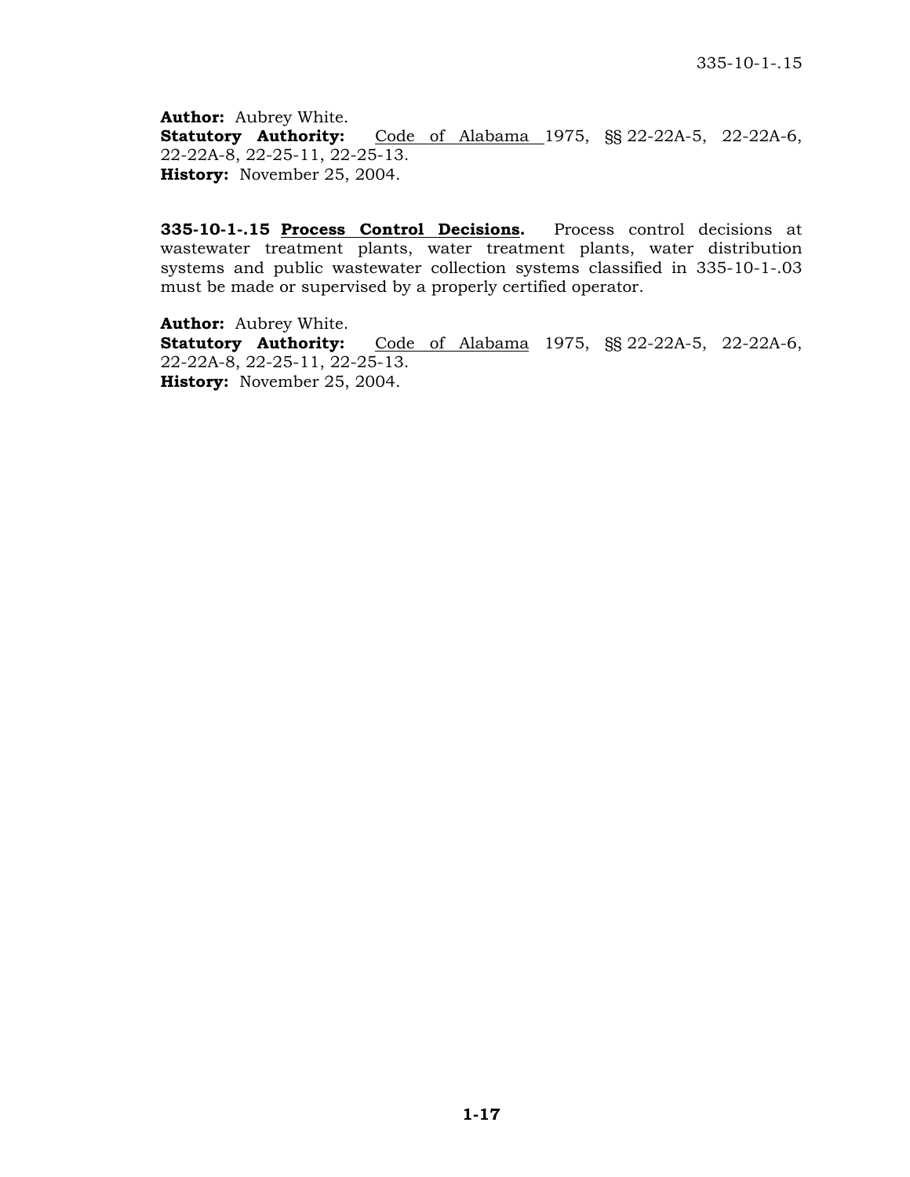**Author:** Aubrey White.
**Statutory Authority:** Code of Alabama 1975, §§ 22-22A-5, 22-22A-6, 22-22A-8, 22-25-11, 22-25-13.
**History:** November 25, 2004.

**335-10-1-.15 Process Control Decisions.** Process control decisions at wastewater treatment plants, water treatment plants, water distribution systems and public wastewater collection systems classified in 335-10-1-.03 must be made or supervised by a properly certified operator.

**Author:** Aubrey White.
**Statutory Authority:** Code of Alabama 1975, §§ 22-22A-5, 22-22A-6, 22-22A-8, 22-25-11, 22-25-13.
**History:** November 25, 2004.